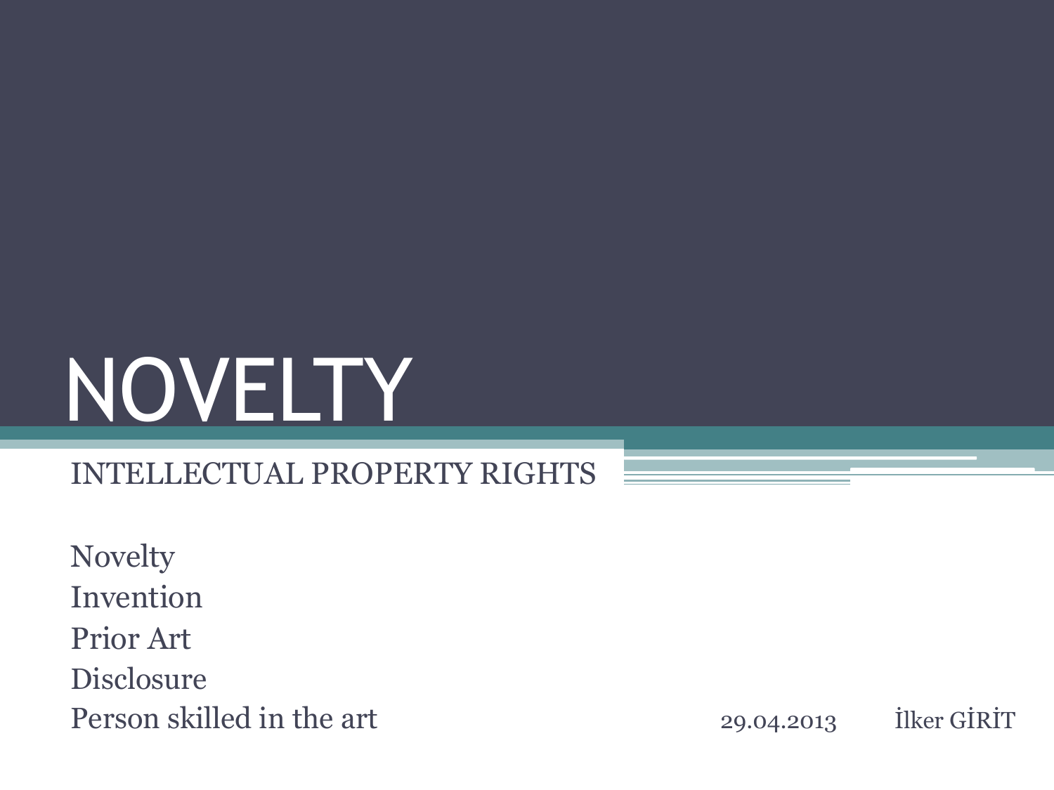# NOVELTY

## INTELLECTUAL PROPERTY RIGHTS

Novelty
Invention
Prior Art
Disclosure
Person skilled in the art

29.04.2013 İlker GİRİT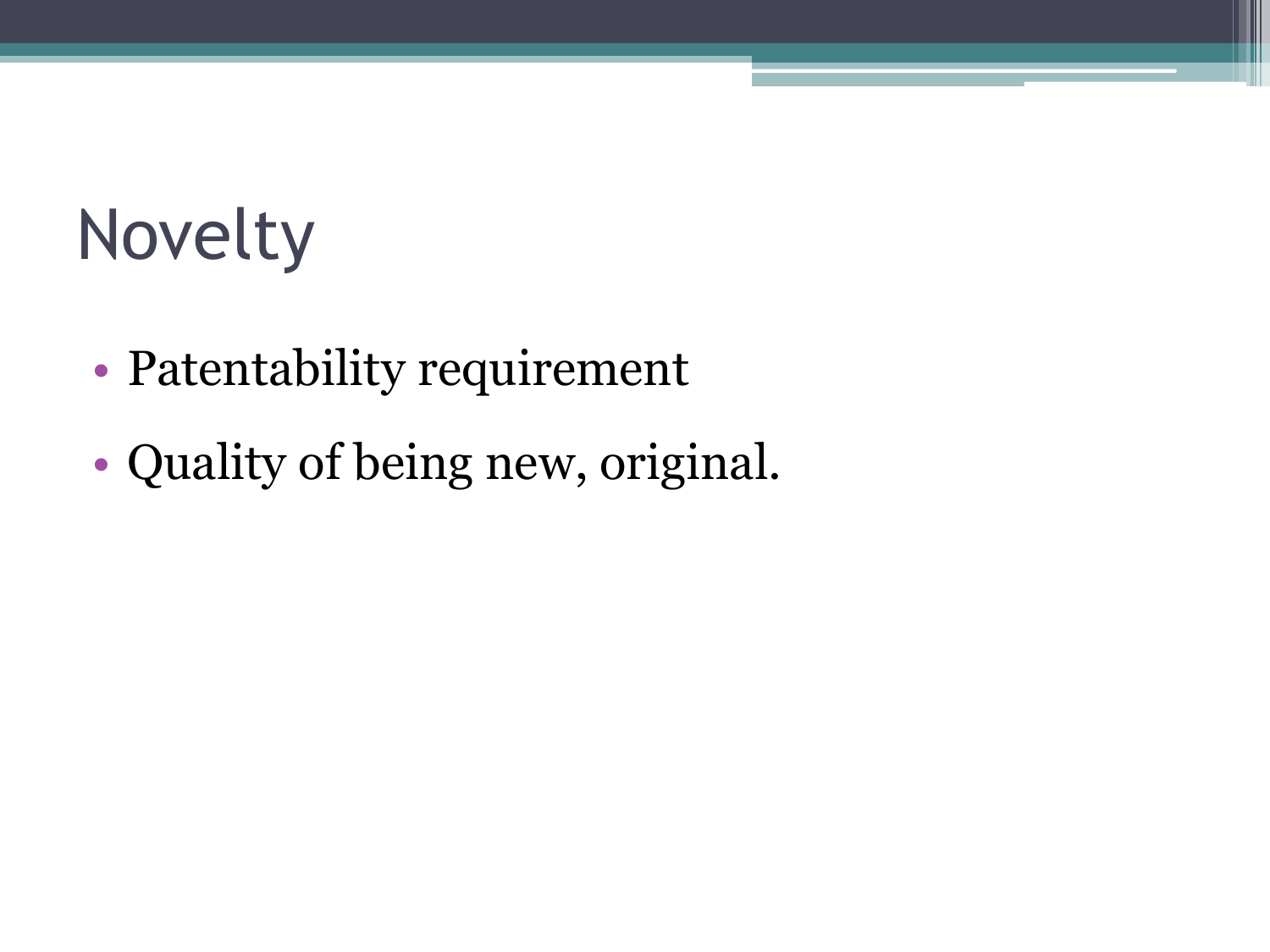# Novelty

- Patentability requirement
- Quality of being new, original.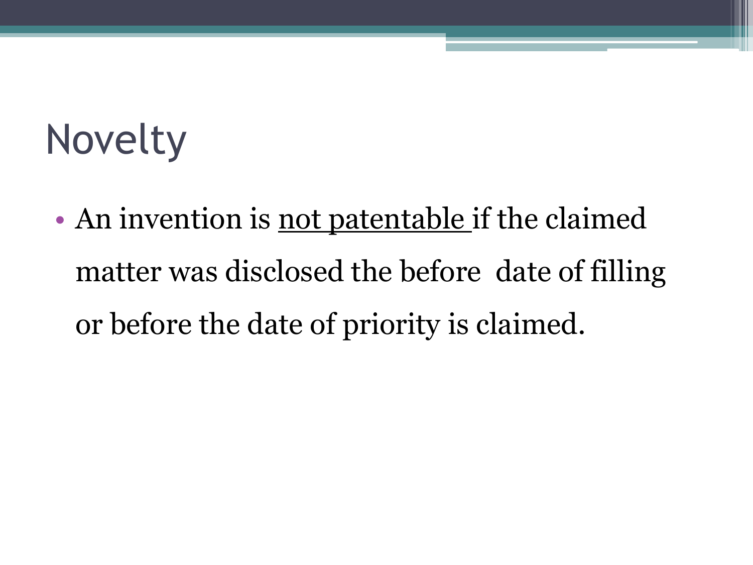# Novelty

- An invention is <u>not patentable </u>if the claimed matter was disclosed the before  date of filling or before the date of priority is claimed.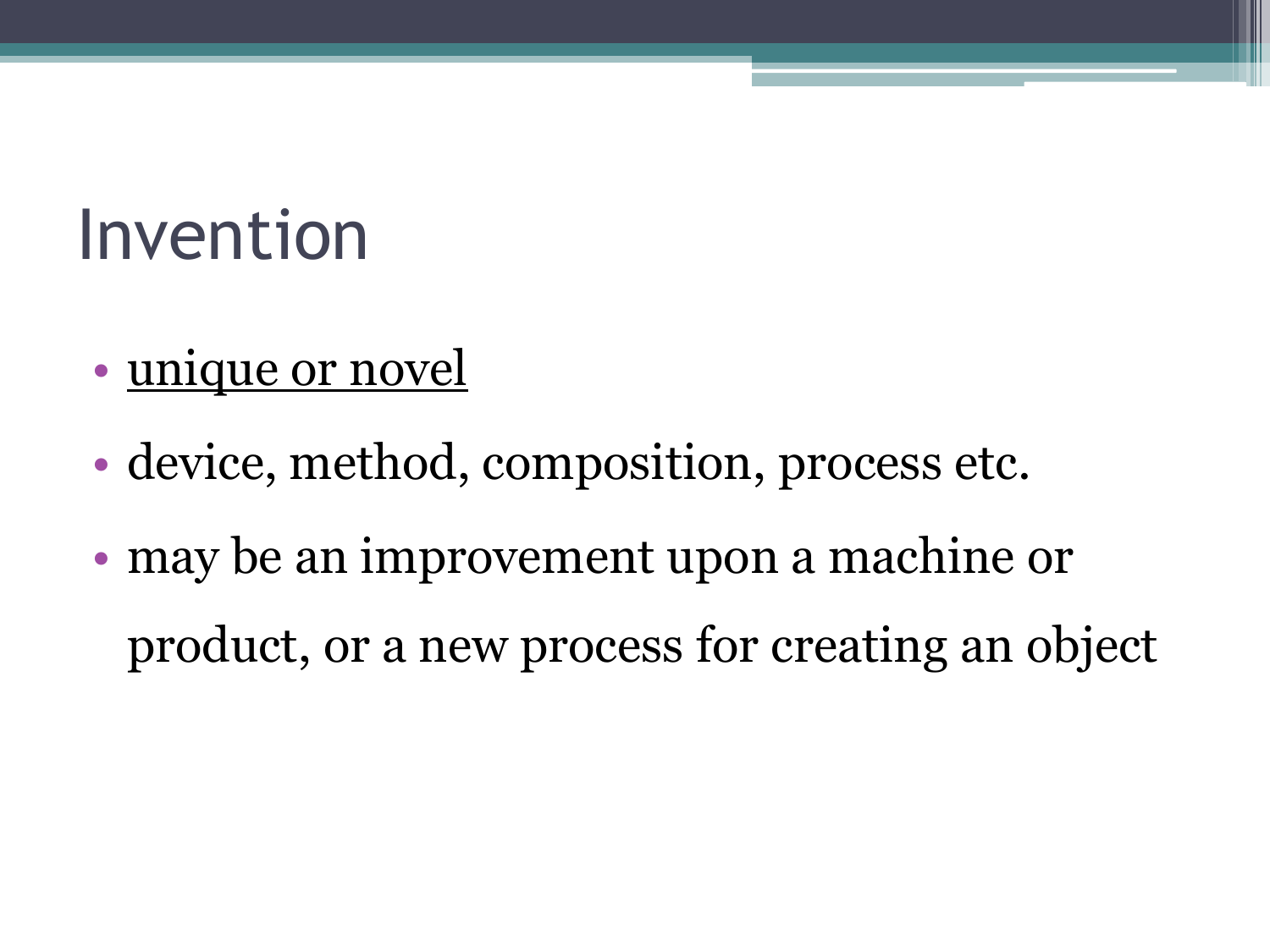# Invention

- <u>unique or novel</u>
- device, method, composition, process etc.
- may be an improvement upon a machine or product, or a new process for creating an object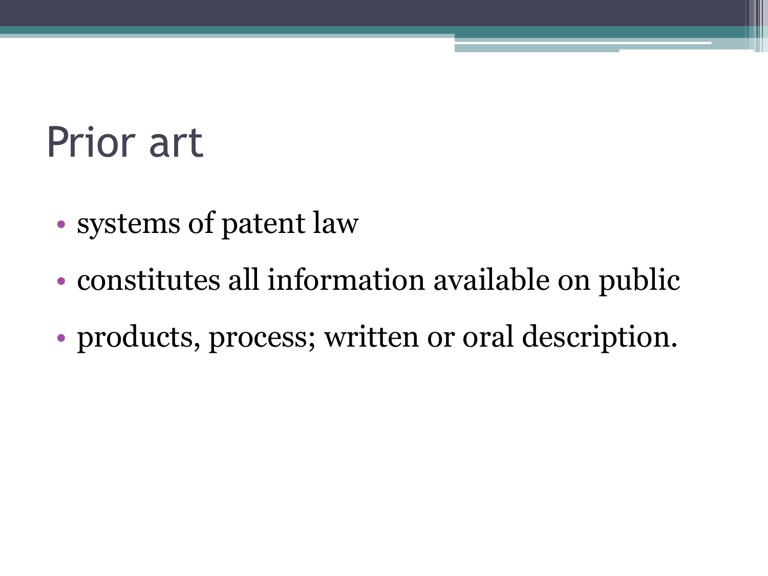# Prior art

- systems of patent law
- constitutes all information available on public
- products, process; written or oral description.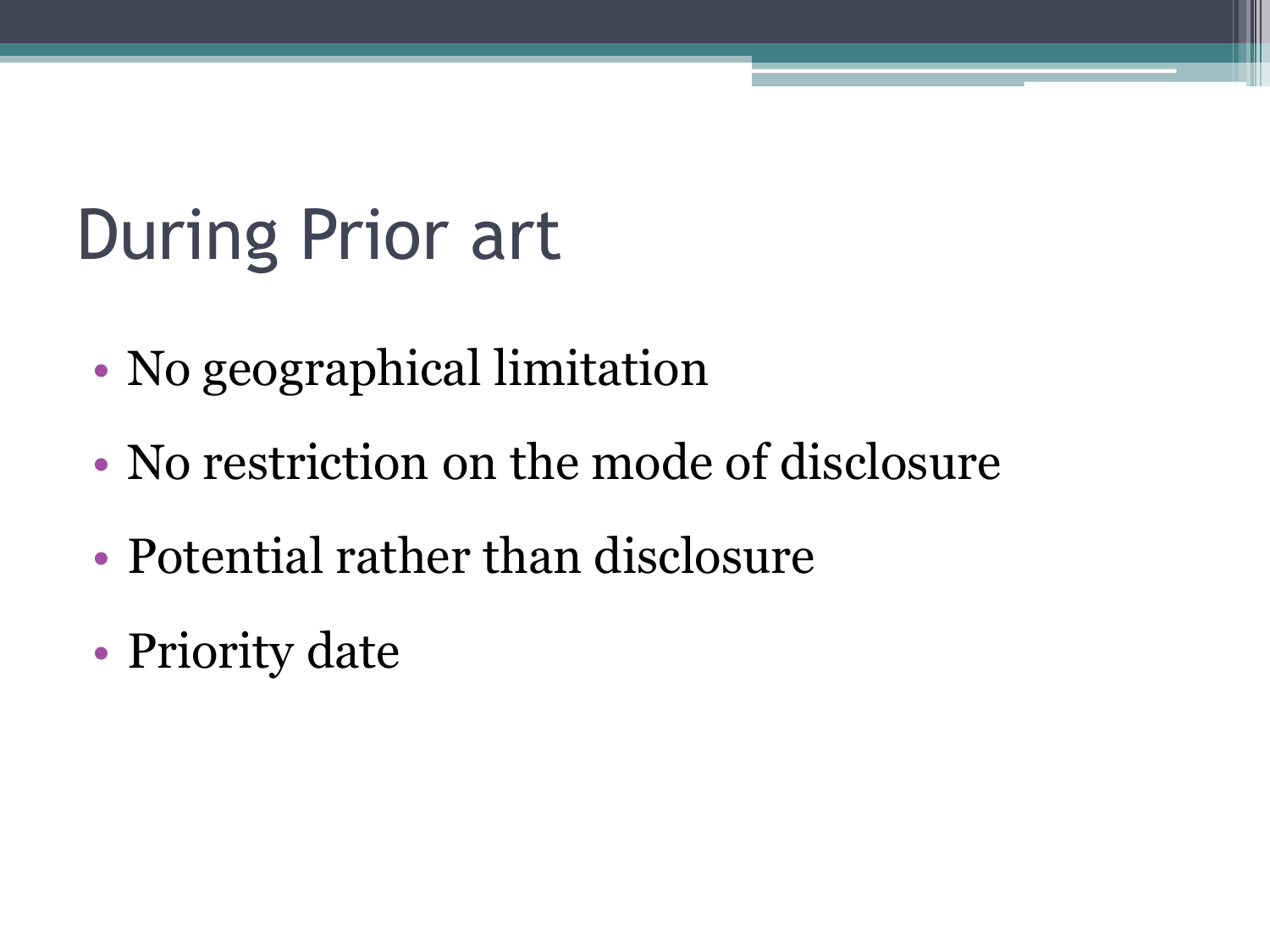# During Prior art

- No geographical limitation
- No restriction on the mode of disclosure
- Potential rather than disclosure
- Priority date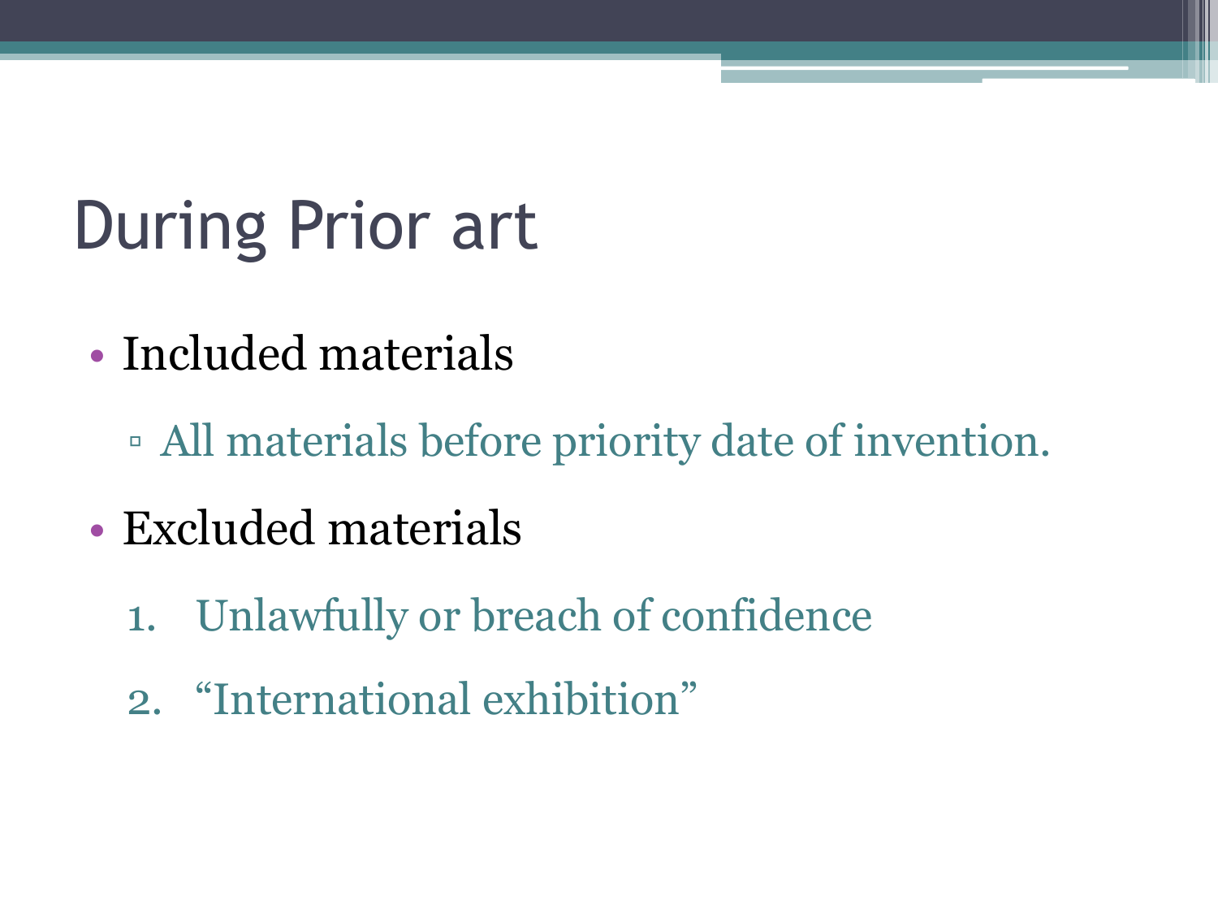# During Prior art

- Included materials
  - All materials before priority date of invention.
- Excluded materials
  1. Unlawfully or breach of confidence
  2. "International exhibition"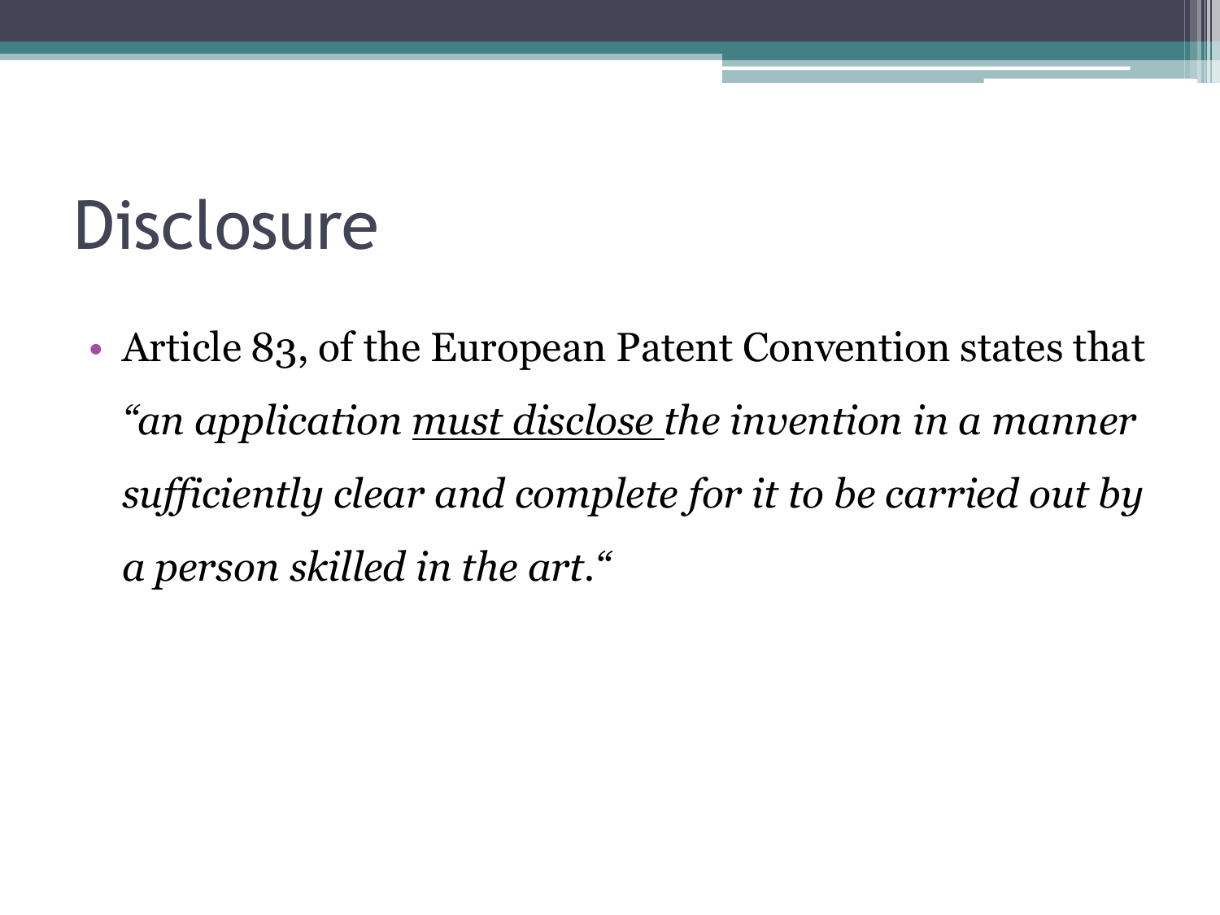# Disclosure

- Article 83, of the European Patent Convention states that *"an application <u>must disclose</u> the invention in a manner sufficiently clear and complete for it to be carried out by a person skilled in the art."*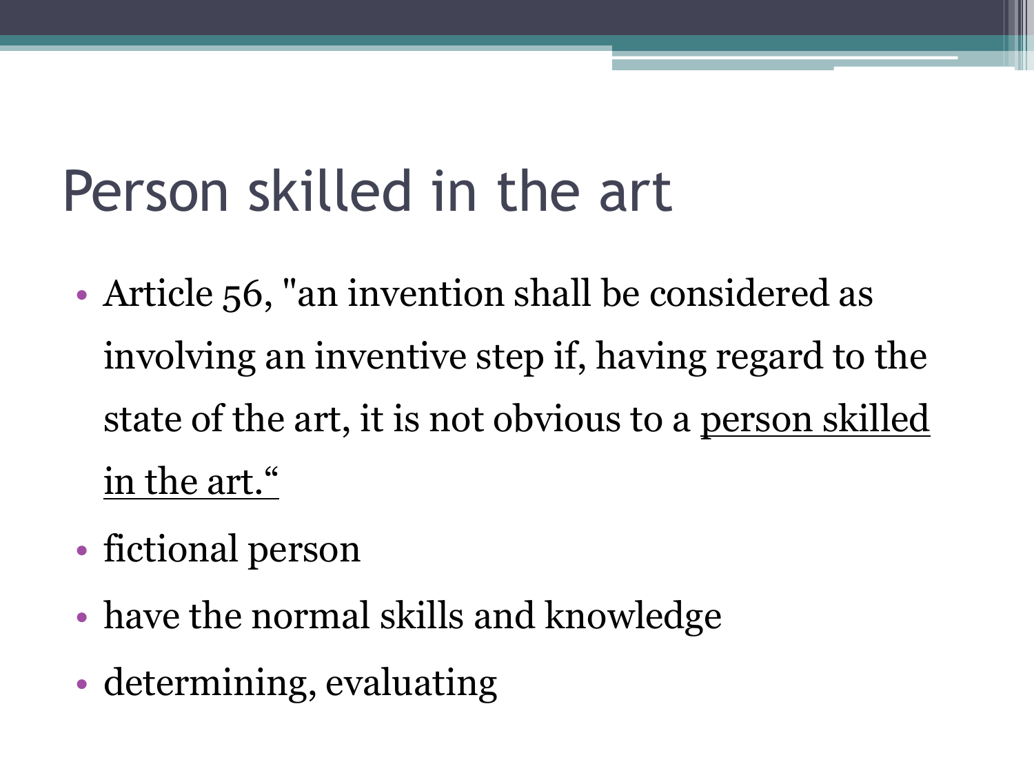# Person skilled in the art

- Article 56, "an invention shall be considered as involving an inventive step if, having regard to the state of the art, it is not obvious to a <u>person skilled in the art.“</u>
- fictional person
- have the normal skills and knowledge
- determining, evaluating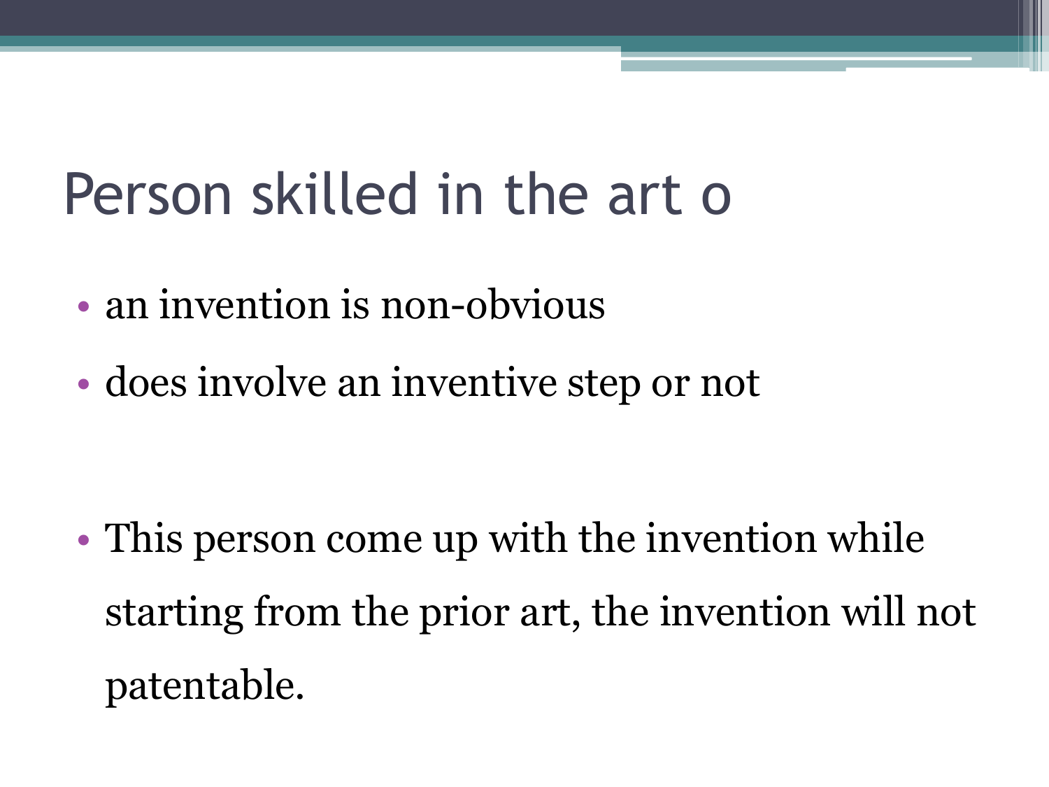# Person skilled in the art o

- an invention is non-obvious
- does involve an inventive step or not

- This person come up with the invention while starting from the prior art, the invention will not patentable.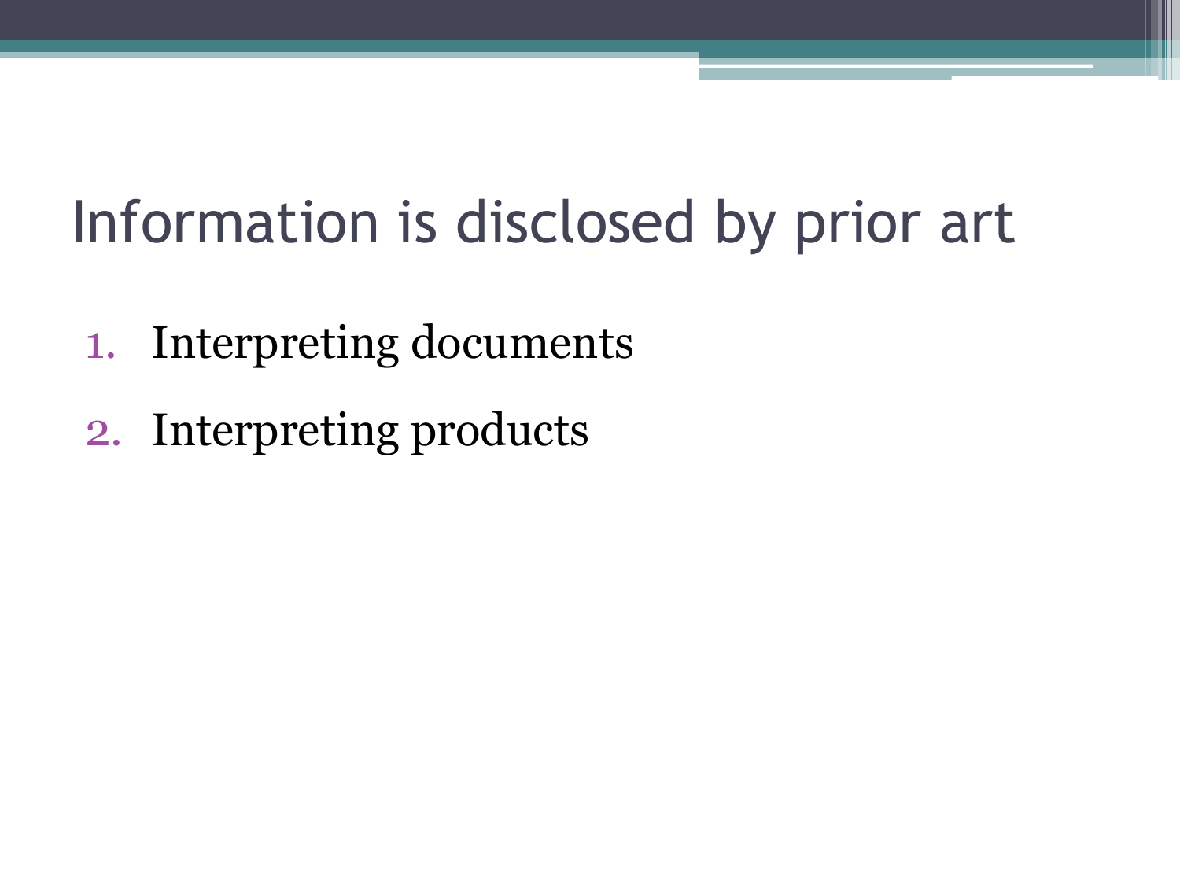# Information is disclosed by prior art

1. Interpreting documents
2. Interpreting products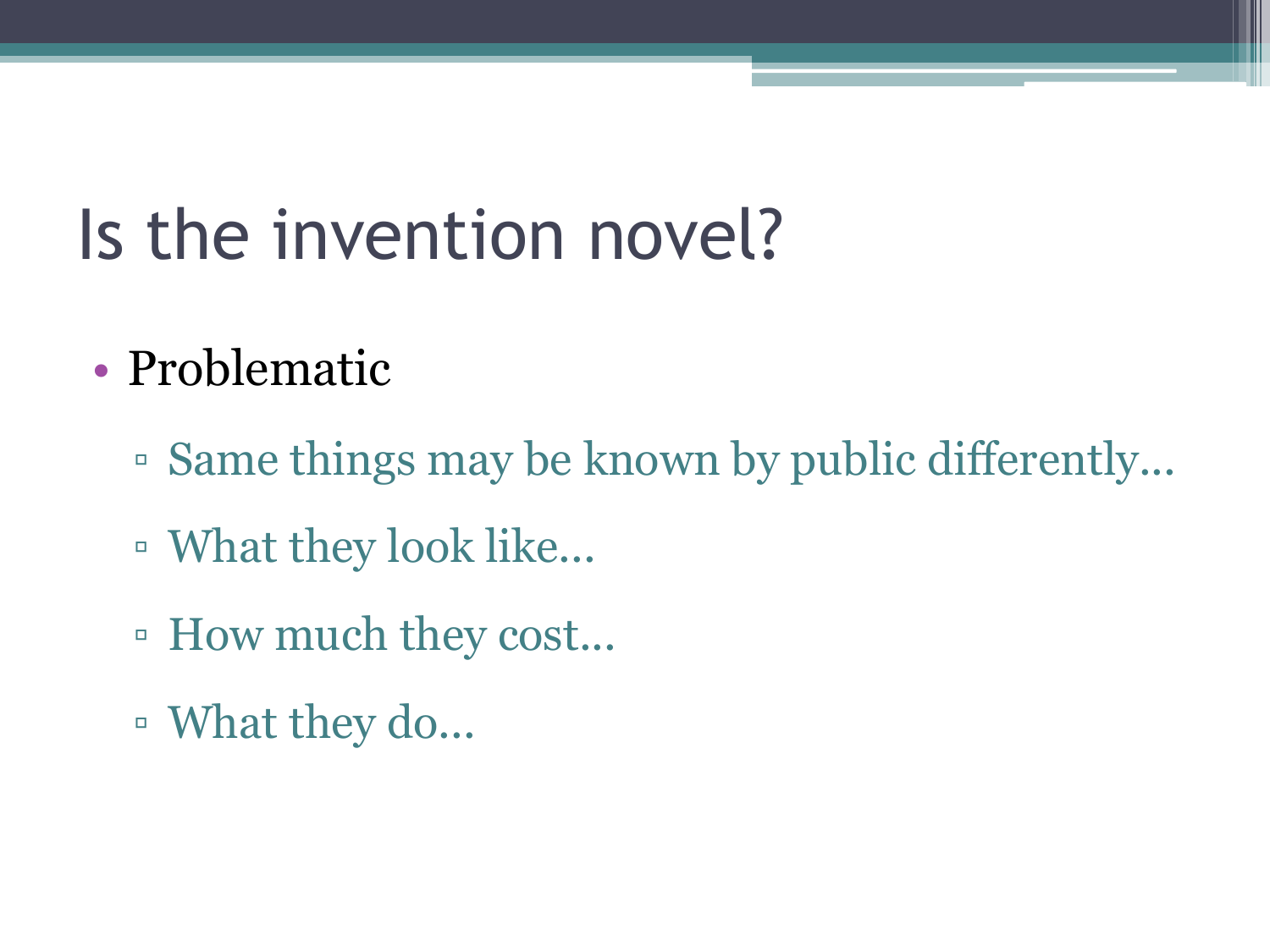# Is the invention novel?

- Problematic
  - Same things may be known by public differently…
  - What they look like…
  - How much they cost…
  - What they do…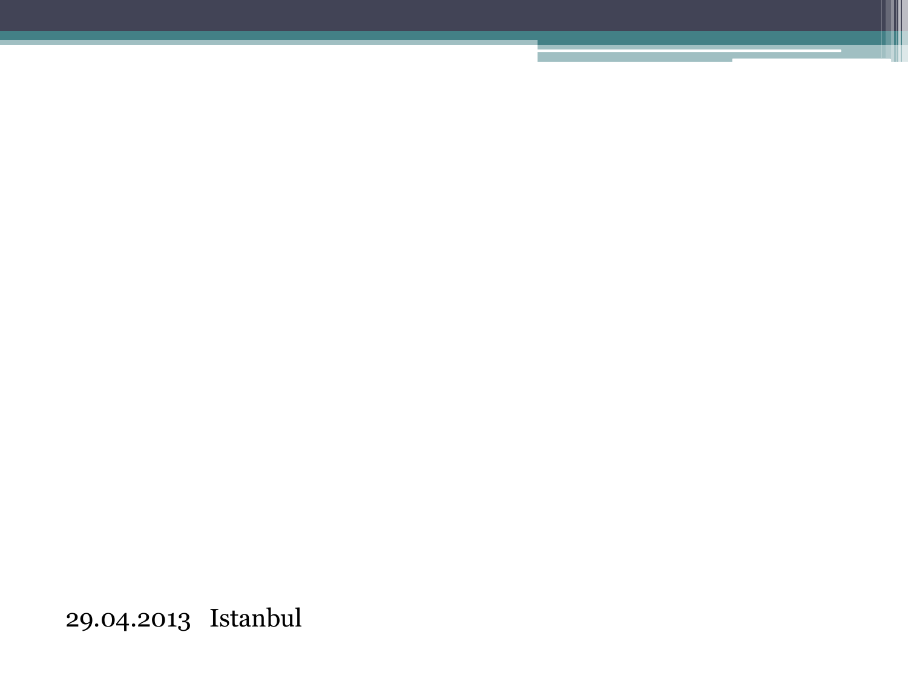29.04.2013 Istanbul